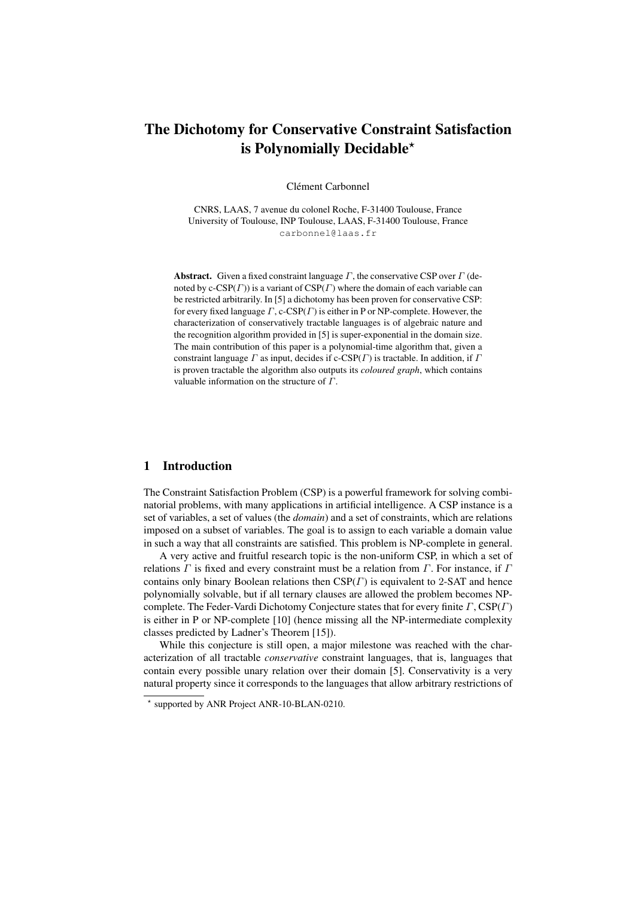# The Dichotomy for Conservative Constraint Satisfaction is Polynomially Decidable*

Clément Carbonnel

CNRS, LAAS, 7 avenue du colonel Roche, F-31400 Toulouse, France
University of Toulouse, INP Toulouse, LAAS, F-31400 Toulouse, France
carbonnel@laas.fr

**Abstract.** Given a fixed constraint language $\Gamma$, the conservative CSP over $\Gamma$ (denoted by c-CSP($\Gamma$)) is a variant of CSP($\Gamma$) where the domain of each variable can be restricted arbitrarily. In [5] a dichotomy has been proven for conservative CSP: for every fixed language $\Gamma$, c-CSP($\Gamma$) is either in P or NP-complete. However, the characterization of conservatively tractable languages is of algebraic nature and the recognition algorithm provided in [5] is super-exponential in the domain size. The main contribution of this paper is a polynomial-time algorithm that, given a constraint language $\Gamma$ as input, decides if c-CSP($\Gamma$) is tractable. In addition, if $\Gamma$ is proven tractable the algorithm also outputs its *coloured graph*, which contains valuable information on the structure of $\Gamma$.

## 1 Introduction

The Constraint Satisfaction Problem (CSP) is a powerful framework for solving combinatorial problems, with many applications in artificial intelligence. A CSP instance is a set of variables, a set of values (the *domain*) and a set of constraints, which are relations imposed on a subset of variables. The goal is to assign to each variable a domain value in such a way that all constraints are satisfied. This problem is NP-complete in general.

A very active and fruitful research topic is the non-uniform CSP, in which a set of relations $\Gamma$ is fixed and every constraint must be a relation from $\Gamma$. For instance, if $\Gamma$ contains only binary Boolean relations then CSP($\Gamma$) is equivalent to 2-SAT and hence polynomially solvable, but if all ternary clauses are allowed the problem becomes NP-complete. The Feder-Vardi Dichotomy Conjecture states that for every finite $\Gamma$, CSP($\Gamma$) is either in P or NP-complete [10] (hence missing all the NP-intermediate complexity classes predicted by Ladner's Theorem [15]).

While this conjecture is still open, a major milestone was reached with the characterization of all tractable *conservative* constraint languages, that is, languages that contain every possible unary relation over their domain [5]. Conservativity is a very natural property since it corresponds to the languages that allow arbitrary restrictions of

* supported by ANR Project ANR-10-BLAN-0210.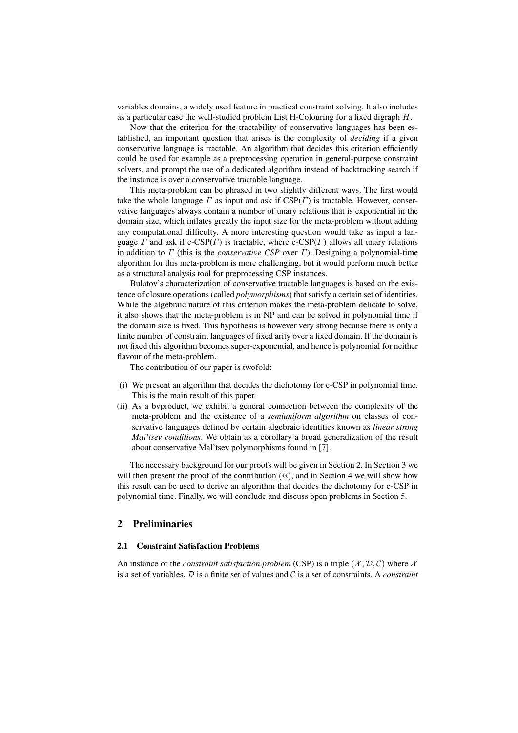variables domains, a widely used feature in practical constraint solving. It also includes as a particular case the well-studied problem List H-Colouring for a fixed digraph $H$.

Now that the criterion for the tractability of conservative languages has been established, an important question that arises is the complexity of *deciding* if a given conservative language is tractable. An algorithm that decides this criterion efficiently could be used for example as a preprocessing operation in general-purpose constraint solvers, and prompt the use of a dedicated algorithm instead of backtracking search if the instance is over a conservative tractable language.

This meta-problem can be phrased in two slightly different ways. The first would take the whole language $\Gamma$ as input and ask if CSP($\Gamma$) is tractable. However, conservative languages always contain a number of unary relations that is exponential in the domain size, which inflates greatly the input size for the meta-problem without adding any computational difficulty. A more interesting question would take as input a language $\Gamma$ and ask if c-CSP($\Gamma$) is tractable, where c-CSP($\Gamma$) allows all unary relations in addition to $\Gamma$ (this is the *conservative CSP* over $\Gamma$). Designing a polynomial-time algorithm for this meta-problem is more challenging, but it would perform much better as a structural analysis tool for preprocessing CSP instances.

Bulatov's characterization of conservative tractable languages is based on the existence of closure operations (called *polymorphisms*) that satisfy a certain set of identities. While the algebraic nature of this criterion makes the meta-problem delicate to solve, it also shows that the meta-problem is in NP and can be solved in polynomial time if the domain size is fixed. This hypothesis is however very strong because there is only a finite number of constraint languages of fixed arity over a fixed domain. If the domain is not fixed this algorithm becomes super-exponential, and hence is polynomial for neither flavour of the meta-problem.

The contribution of our paper is twofold:

(i) We present an algorithm that decides the dichotomy for c-CSP in polynomial time. This is the main result of this paper.

(ii) As a byproduct, we exhibit a general connection between the complexity of the meta-problem and the existence of a *semiuniform algorithm* on classes of conservative languages defined by certain algebraic identities known as *linear strong Mal'tsev conditions*. We obtain as a corollary a broad generalization of the result about conservative Mal'tsev polymorphisms found in [7].

The necessary background for our proofs will be given in Section 2. In Section 3 we will then present the proof of the contribution $(ii)$, and in Section 4 we will show how this result can be used to derive an algorithm that decides the dichotomy for c-CSP in polynomial time. Finally, we will conclude and discuss open problems in Section 5.

## 2 Preliminaries

### 2.1 Constraint Satisfaction Problems

An instance of the *constraint satisfaction problem* (CSP) is a triple $(\mathcal{X}, \mathcal{D}, \mathcal{C})$ where $\mathcal{X}$ is a set of variables, $\mathcal{D}$ is a finite set of values and $\mathcal{C}$ is a set of constraints. A *constraint*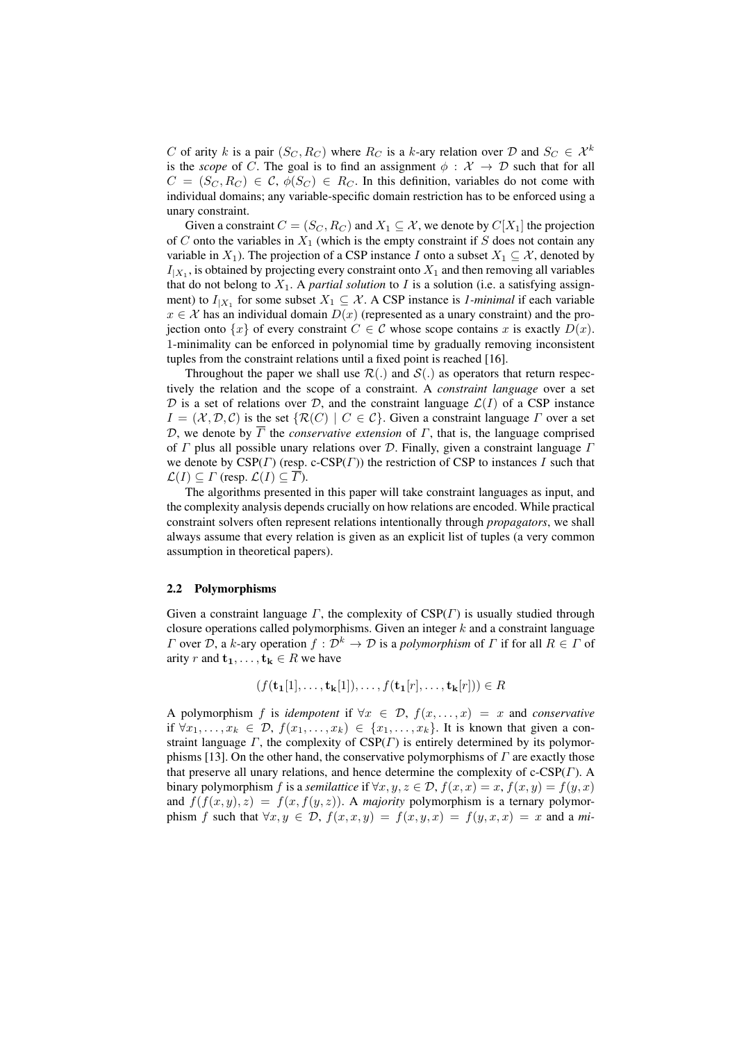$C$ of arity $k$ is a pair $(S_C, R_C)$ where $R_C$ is a $k$-ary relation over $\mathcal{D}$ and $S_C \in \mathcal{X}^k$ is the *scope* of $C$. The goal is to find an assignment $\phi : \mathcal{X} \to \mathcal{D}$ such that for all $C = (S_C, R_C) \in \mathcal{C}$, $\phi(S_C) \in R_C$. In this definition, variables do not come with individual domains; any variable-specific domain restriction has to be enforced using a unary constraint.

Given a constraint $C = (S_C, R_C)$ and $X_1 \subseteq \mathcal{X}$, we denote by $C[X_1]$ the projection of $C$ onto the variables in $X_1$ (which is the empty constraint if $S$ does not contain any variable in $X_1$). The projection of a CSP instance $I$ onto a subset $X_1 \subseteq \mathcal{X}$, denoted by $I_{|X_1}$, is obtained by projecting every constraint onto $X_1$ and then removing all variables that do not belong to $X_1$. A *partial solution* to $I$ is a solution (i.e. a satisfying assignment) to $I_{|X_1}$ for some subset $X_1 \subseteq \mathcal{X}$. A CSP instance is *1-minimal* if each variable $x \in \mathcal{X}$ has an individual domain $D(x)$ (represented as a unary constraint) and the projection onto $\{x\}$ of every constraint $C \in \mathcal{C}$ whose scope contains $x$ is exactly $D(x)$. 1-minimality can be enforced in polynomial time by gradually removing inconsistent tuples from the constraint relations until a fixed point is reached [16].

Throughout the paper we shall use $\mathcal{R}(.)$ and $\mathcal{S}(.)$ as operators that return respectively the relation and the scope of a constraint. A *constraint language* over a set $\mathcal{D}$ is a set of relations over $\mathcal{D}$, and the constraint language $\mathcal{L}(I)$ of a CSP instance $I = (\mathcal{X}, \mathcal{D}, \mathcal{C})$ is the set $\{\mathcal{R}(C) \mid C \in \mathcal{C}\}$. Given a constraint language $\Gamma$ over a set $\mathcal{D}$, we denote by $\overline{\Gamma}$ the *conservative extension* of $\Gamma$, that is, the language comprised of $\Gamma$ plus all possible unary relations over $\mathcal{D}$. Finally, given a constraint language $\Gamma$ we denote by CSP($\Gamma$) (resp. c-CSP($\Gamma$)) the restriction of CSP to instances $I$ such that $\mathcal{L}(I) \subseteq \Gamma$ (resp. $\mathcal{L}(I) \subseteq \overline{\Gamma}$).

The algorithms presented in this paper will take constraint languages as input, and the complexity analysis depends crucially on how relations are encoded. While practical constraint solvers often represent relations intentionally through *propagators*, we shall always assume that every relation is given as an explicit list of tuples (a very common assumption in theoretical papers).

### 2.2 Polymorphisms

Given a constraint language $\Gamma$, the complexity of CSP($\Gamma$) is usually studied through closure operations called polymorphisms. Given an integer $k$ and a constraint language $\Gamma$ over $\mathcal{D}$, a $k$-ary operation $f : \mathcal{D}^k \to \mathcal{D}$ is a *polymorphism* of $\Gamma$ if for all $R \in \Gamma$ of arity $r$ and $\mathbf{t_1}, \ldots, \mathbf{t_k} \in R$ we have

$$(f(\mathbf{t_1}[1], \ldots, \mathbf{t_k}[1]), \ldots, f(\mathbf{t_1}[r], \ldots, \mathbf{t_k}[r])) \in R$$

A polymorphism $f$ is *idempotent* if $\forall x \in \mathcal{D}$, $f(x, \ldots, x) = x$ and *conservative* if $\forall x_1, \ldots, x_k \in \mathcal{D}$, $f(x_1, \ldots, x_k) \in \{x_1, \ldots, x_k\}$. It is known that given a constraint language $\Gamma$, the complexity of CSP($\Gamma$) is entirely determined by its polymorphisms [13]. On the other hand, the conservative polymorphisms of $\Gamma$ are exactly those that preserve all unary relations, and hence determine the complexity of c-CSP($\Gamma$). A binary polymorphism $f$ is a *semilattice* if $\forall x, y, z \in \mathcal{D}$, $f(x, x) = x$, $f(x, y) = f(y, x)$ and $f(f(x, y), z) = f(x, f(y, z))$. A *majority* polymorphism is a ternary polymorphism $f$ such that $\forall x, y \in \mathcal{D}$, $f(x, x, y) = f(x, y, x) = f(y, x, x) = x$ and a *mi-*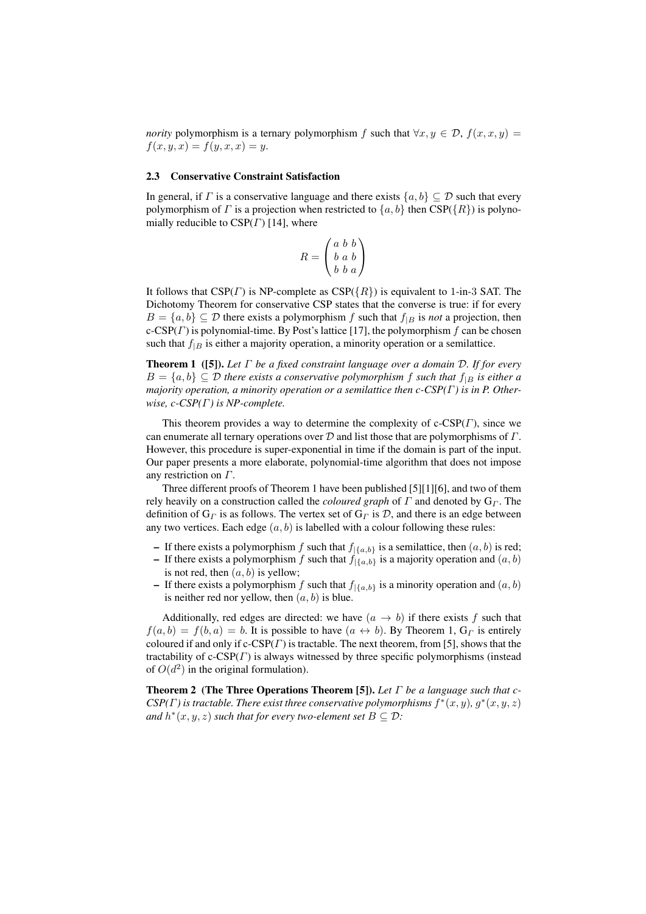*nority* polymorphism is a ternary polymorphism $f$ such that $\forall x, y \in \mathcal{D}$, $f(x,x,y) = f(x,y,x) = f(y,x,x) = y$.

### 2.3 Conservative Constraint Satisfaction

In general, if $\Gamma$ is a conservative language and there exists $\{a,b\} \subseteq \mathcal{D}$ such that every polymorphism of $\Gamma$ is a projection when restricted to $\{a,b\}$ then CSP($\{R\}$) is polynomially reducible to CSP($\Gamma$) [14], where

$$R = \begin{pmatrix} a & b & b \\ b & a & b \\ b & b & a \end{pmatrix}$$

It follows that CSP($\Gamma$) is NP-complete as CSP($\{R\}$) is equivalent to 1-in-3 SAT. The Dichotomy Theorem for conservative CSP states that the converse is true: if for every $B = \{a,b\} \subseteq \mathcal{D}$ there exists a polymorphism $f$ such that $f_{|B}$ is *not* a projection, then c-CSP($\Gamma$) is polynomial-time. By Post's lattice [17], the polymorphism $f$ can be chosen such that $f_{|B}$ is either a majority operation, a minority operation or a semilattice.

**Theorem 1 ([5]).** *Let $\Gamma$ be a fixed constraint language over a domain $\mathcal{D}$. If for every $B = \{a,b\} \subseteq \mathcal{D}$ there exists a conservative polymorphism $f$ such that $f_{|B}$ is either a majority operation, a minority operation or a semilattice then c-CSP($\Gamma$) is in P. Otherwise, c-CSP($\Gamma$) is NP-complete.*

This theorem provides a way to determine the complexity of c-CSP($\Gamma$), since we can enumerate all ternary operations over $\mathcal{D}$ and list those that are polymorphisms of $\Gamma$. However, this procedure is super-exponential in time if the domain is part of the input. Our paper presents a more elaborate, polynomial-time algorithm that does not impose any restriction on $\Gamma$.

Three different proofs of Theorem 1 have been published [5][1][6], and two of them rely heavily on a construction called the *coloured graph* of $\Gamma$ and denoted by $\mathrm{G}_\Gamma$. The definition of $\mathrm{G}_\Gamma$ is as follows. The vertex set of $\mathrm{G}_\Gamma$ is $\mathcal{D}$, and there is an edge between any two vertices. Each edge $(a,b)$ is labelled with a colour following these rules:

- If there exists a polymorphism $f$ such that $f_{|\{a,b\}}$ is a semilattice, then $(a,b)$ is red;
- If there exists a polymorphism $f$ such that $f_{|\{a,b\}}$ is a majority operation and $(a,b)$ is not red, then $(a,b)$ is yellow;
- If there exists a polymorphism $f$ such that $f_{|\{a,b\}}$ is a minority operation and $(a,b)$ is neither red nor yellow, then $(a,b)$ is blue.

Additionally, red edges are directed: we have $(a \rightarrow b)$ if there exists $f$ such that $f(a,b) = f(b,a) = b$. It is possible to have $(a \leftrightarrow b)$. By Theorem 1, $\mathrm{G}_\Gamma$ is entirely coloured if and only if c-CSP($\Gamma$) is tractable. The next theorem, from [5], shows that the tractability of c-CSP($\Gamma$) is always witnessed by three specific polymorphisms (instead of $O(d^2)$ in the original formulation).

**Theorem 2 (The Three Operations Theorem [5]).** *Let $\Gamma$ be a language such that c-CSP($\Gamma$) is tractable. There exist three conservative polymorphisms $f^*(x,y)$, $g^*(x,y,z)$ and $h^*(x,y,z)$ such that for every two-element set $B \subseteq \mathcal{D}$:*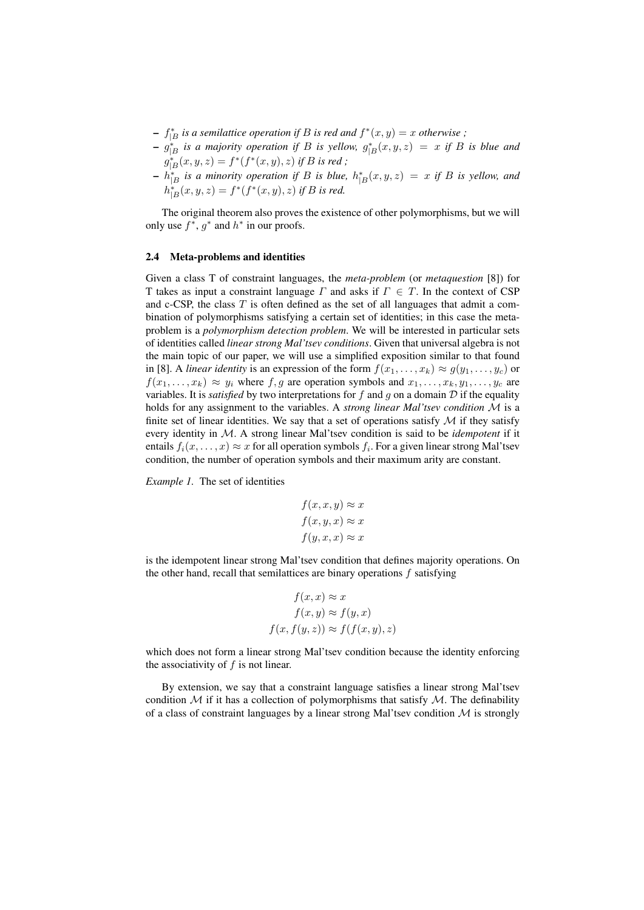- $f^*_{|B}$ *is a semilattice operation if* $B$ *is red and* $f^*(x,y) = x$ *otherwise ;*
- $g^*_{|B}$ *is a majority operation if* $B$ *is yellow,* $g^*_{|B}(x,y,z) = x$ *if* $B$ *is blue and* $g^*_{|B}(x,y,z) = f^*(f^*(x,y),z)$ *if* $B$ *is red ;*
- $h^*_{|B}$ *is a minority operation if* $B$ *is blue,* $h^*_{|B}(x,y,z) = x$ *if* $B$ *is yellow, and* $h^*_{|B}(x,y,z) = f^*(f^*(x,y),z)$ *if* $B$ *is red.*

The original theorem also proves the existence of other polymorphisms, but we will only use $f^*$, $g^*$ and $h^*$ in our proofs.

### 2.4 Meta-problems and identities

Given a class T of constraint languages, the *meta-problem* (or *metaquestion* [8]) for T takes as input a constraint language $\Gamma$ and asks if $\Gamma \in T$. In the context of CSP and c-CSP, the class $T$ is often defined as the set of all languages that admit a combination of polymorphisms satisfying a certain set of identities; in this case the meta-problem is a *polymorphism detection problem*. We will be interested in particular sets of identities called *linear strong Mal'tsev conditions*. Given that universal algebra is not the main topic of our paper, we will use a simplified exposition similar to that found in [8]. A *linear identity* is an expression of the form $f(x_1,\ldots,x_k) \approx g(y_1,\ldots,y_c)$ or $f(x_1,\ldots,x_k) \approx y_i$ where $f,g$ are operation symbols and $x_1,\ldots,x_k,y_1,\ldots,y_c$ are variables. It is *satisfied* by two interpretations for $f$ and $g$ on a domain $\mathcal{D}$ if the equality holds for any assignment to the variables. A *strong linear Mal'tsev condition* $\mathcal{M}$ is a finite set of linear identities. We say that a set of operations satisfy $\mathcal{M}$ if they satisfy every identity in $\mathcal{M}$. A strong linear Mal'tsev condition is said to be *idempotent* if it entails $f_i(x,\ldots,x) \approx x$ for all operation symbols $f_i$. For a given linear strong Mal'tsev condition, the number of operation symbols and their maximum arity are constant.

*Example 1.* The set of identities

$$
\begin{aligned}
f(x,x,y) &\approx x \\
f(x,y,x) &\approx x \\
f(y,x,x) &\approx x
\end{aligned}
$$

is the idempotent linear strong Mal'tsev condition that defines majority operations. On the other hand, recall that semilattices are binary operations $f$ satisfying

$$
\begin{aligned}
f(x,x) &\approx x \\
f(x,y) &\approx f(y,x) \\
f(x,f(y,z)) &\approx f(f(x,y),z)
\end{aligned}
$$

which does not form a linear strong Mal'tsev condition because the identity enforcing the associativity of $f$ is not linear.

By extension, we say that a constraint language satisfies a linear strong Mal'tsev condition $\mathcal{M}$ if it has a collection of polymorphisms that satisfy $\mathcal{M}$. The definability of a class of constraint languages by a linear strong Mal'tsev condition $\mathcal{M}$ is strongly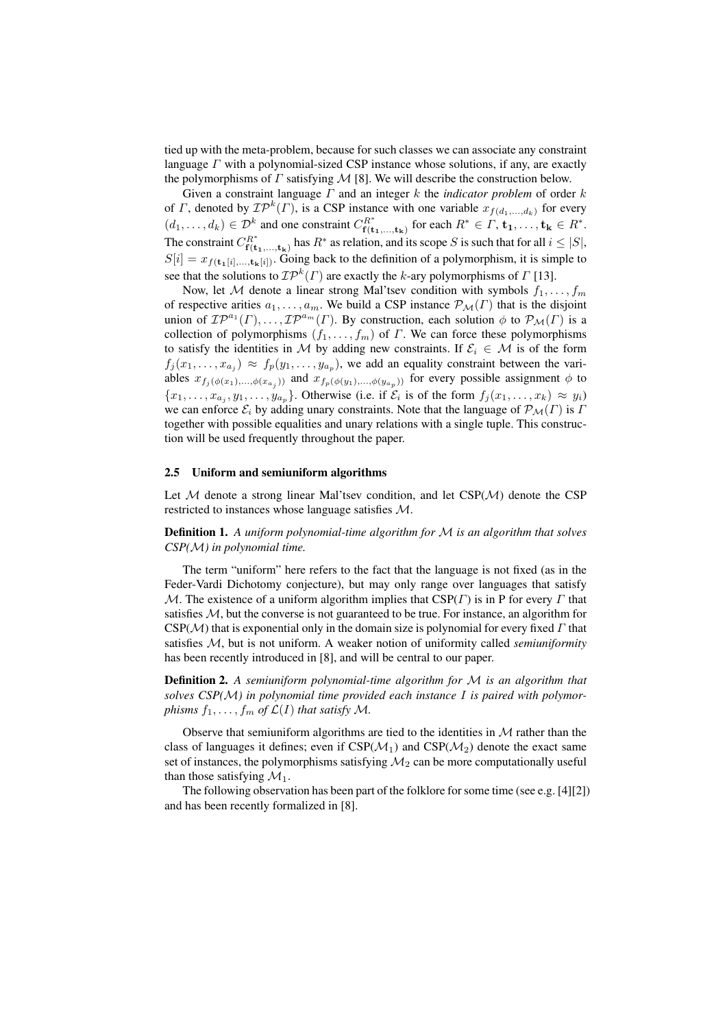tied up with the meta-problem, because for such classes we can associate any constraint language $\Gamma$ with a polynomial-sized CSP instance whose solutions, if any, are exactly the polymorphisms of $\Gamma$ satisfying $\mathcal{M}$ [8]. We will describe the construction below.

Given a constraint language $\Gamma$ and an integer $k$ the *indicator problem* of order $k$ of $\Gamma$, denoted by $\mathcal{IP}^k(\Gamma)$, is a CSP instance with one variable $x_{f(d_1,\ldots,d_k)}$ for every $(d_1,\ldots,d_k) \in \mathcal{D}^k$ and one constraint $C^{R^*}_{\mathbf{f}(\mathbf{t_1},\ldots,\mathbf{t_k})}$ for each $R^* \in \Gamma$, $\mathbf{t_1},\ldots,\mathbf{t_k} \in R^*$. The constraint $C^{R^*}_{\mathbf{f}(\mathbf{t_1},\ldots,\mathbf{t_k})}$ has $R^*$ as relation, and its scope $S$ is such that for all $i \leq |S|$, $S[i] = x_{f(\mathbf{t_1}[i],\ldots,\mathbf{t_k}[i])}$. Going back to the definition of a polymorphism, it is simple to see that the solutions to $\mathcal{IP}^k(\Gamma)$ are exactly the $k$-ary polymorphisms of $\Gamma$ [13].

Now, let $\mathcal{M}$ denote a linear strong Mal'tsev condition with symbols $f_1,\ldots,f_m$ of respective arities $a_1,\ldots,a_m$. We build a CSP instance $\mathcal{P}_{\mathcal{M}}(\Gamma)$ that is the disjoint union of $\mathcal{IP}^{a_1}(\Gamma),\ldots,\mathcal{IP}^{a_m}(\Gamma)$. By construction, each solution $\phi$ to $\mathcal{P}_{\mathcal{M}}(\Gamma)$ is a collection of polymorphisms $(f_1,\ldots,f_m)$ of $\Gamma$. We can force these polymorphisms to satisfy the identities in $\mathcal{M}$ by adding new constraints. If $\mathcal{E}_i \in \mathcal{M}$ is of the form $f_j(x_1,\ldots,x_{a_j}) \approx f_p(y_1,\ldots,y_{a_p})$, we add an equality constraint between the variables $x_{f_j(\phi(x_1),\ldots,\phi(x_{a_j}))}$ and $x_{f_p(\phi(y_1),\ldots,\phi(y_{a_p}))}$ for every possible assignment $\phi$ to $\{x_1,\ldots,x_{a_j},y_1,\ldots,y_{a_p}\}$. Otherwise (i.e. if $\mathcal{E}_i$ is of the form $f_j(x_1,\ldots,x_k) \approx y_i$) we can enforce $\mathcal{E}_i$ by adding unary constraints. Note that the language of $\mathcal{P}_{\mathcal{M}}(\Gamma)$ is $\Gamma$ together with possible equalities and unary relations with a single tuple. This construction will be used frequently throughout the paper.

### 2.5 Uniform and semiuniform algorithms

Let $\mathcal{M}$ denote a strong linear Mal'tsev condition, and let CSP($\mathcal{M}$) denote the CSP restricted to instances whose language satisfies $\mathcal{M}$.

**Definition 1.** *A uniform polynomial-time algorithm for $\mathcal{M}$ is an algorithm that solves CSP($\mathcal{M}$) in polynomial time.*

The term "uniform" here refers to the fact that the language is not fixed (as in the Feder-Vardi Dichotomy conjecture), but may only range over languages that satisfy $\mathcal{M}$. The existence of a uniform algorithm implies that CSP($\Gamma$) is in P for every $\Gamma$ that satisfies $\mathcal{M}$, but the converse is not guaranteed to be true. For instance, an algorithm for CSP($\mathcal{M}$) that is exponential only in the domain size is polynomial for every fixed $\Gamma$ that satisfies $\mathcal{M}$, but is not uniform. A weaker notion of uniformity called *semiuniformity* has been recently introduced in [8], and will be central to our paper.

**Definition 2.** *A semiuniform polynomial-time algorithm for $\mathcal{M}$ is an algorithm that solves CSP($\mathcal{M}$) in polynomial time provided each instance $I$ is paired with polymorphisms $f_1,\ldots,f_m$ of $\mathcal{L}(I)$ that satisfy $\mathcal{M}$.*

Observe that semiuniform algorithms are tied to the identities in $\mathcal{M}$ rather than the class of languages it defines; even if CSP($\mathcal{M}_1$) and CSP($\mathcal{M}_2$) denote the exact same set of instances, the polymorphisms satisfying $\mathcal{M}_2$ can be more computationally useful than those satisfying $\mathcal{M}_1$.

The following observation has been part of the folklore for some time (see e.g. [4][2]) and has been recently formalized in [8].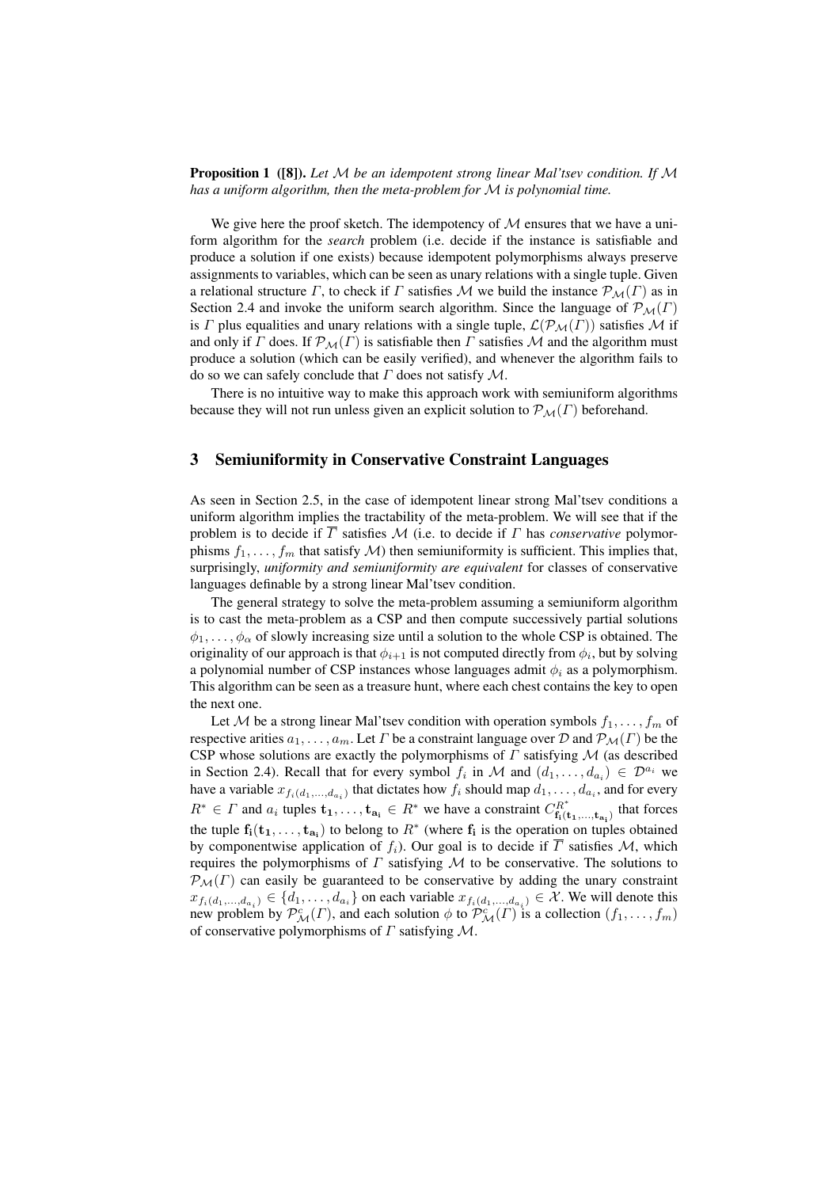**Proposition 1 ([8]).** *Let $\mathcal{M}$ be an idempotent strong linear Mal'tsev condition. If $\mathcal{M}$ has a uniform algorithm, then the meta-problem for $\mathcal{M}$ is polynomial time.*

We give here the proof sketch. The idempotency of $\mathcal{M}$ ensures that we have a uniform algorithm for the *search* problem (i.e. decide if the instance is satisfiable and produce a solution if one exists) because idempotent polymorphisms always preserve assignments to variables, which can be seen as unary relations with a single tuple. Given a relational structure $\Gamma$, to check if $\Gamma$ satisfies $\mathcal{M}$ we build the instance $\mathcal{P}_{\mathcal{M}}(\Gamma)$ as in Section 2.4 and invoke the uniform search algorithm. Since the language of $\mathcal{P}_{\mathcal{M}}(\Gamma)$ is $\Gamma$ plus equalities and unary relations with a single tuple, $\mathcal{L}(\mathcal{P}_{\mathcal{M}}(\Gamma))$ satisfies $\mathcal{M}$ if and only if $\Gamma$ does. If $\mathcal{P}_{\mathcal{M}}(\Gamma)$ is satisfiable then $\Gamma$ satisfies $\mathcal{M}$ and the algorithm must produce a solution (which can be easily verified), and whenever the algorithm fails to do so we can safely conclude that $\Gamma$ does not satisfy $\mathcal{M}$.

There is no intuitive way to make this approach work with semiuniform algorithms because they will not run unless given an explicit solution to $\mathcal{P}_{\mathcal{M}}(\Gamma)$ beforehand.

## 3 Semiuniformity in Conservative Constraint Languages

As seen in Section 2.5, in the case of idempotent linear strong Mal'tsev conditions a uniform algorithm implies the tractability of the meta-problem. We will see that if the problem is to decide if $\overline{\Gamma}$ satisfies $\mathcal{M}$ (i.e. to decide if $\Gamma$ has *conservative* polymorphisms $f_1, \ldots, f_m$ that satisfy $\mathcal{M}$) then semiuniformity is sufficient. This implies that, surprisingly, *uniformity and semiuniformity are equivalent* for classes of conservative languages definable by a strong linear Mal'tsev condition.

The general strategy to solve the meta-problem assuming a semiuniform algorithm is to cast the meta-problem as a CSP and then compute successively partial solutions $\phi_1, \ldots, \phi_\alpha$ of slowly increasing size until a solution to the whole CSP is obtained. The originality of our approach is that $\phi_{i+1}$ is not computed directly from $\phi_i$, but by solving a polynomial number of CSP instances whose languages admit $\phi_i$ as a polymorphism. This algorithm can be seen as a treasure hunt, where each chest contains the key to open the next one.

Let $\mathcal{M}$ be a strong linear Mal'tsev condition with operation symbols $f_1, \ldots, f_m$ of respective arities $a_1, \ldots, a_m$. Let $\Gamma$ be a constraint language over $\mathcal{D}$ and $\mathcal{P}_{\mathcal{M}}(\Gamma)$ be the CSP whose solutions are exactly the polymorphisms of $\Gamma$ satisfying $\mathcal{M}$ (as described in Section 2.4). Recall that for every symbol $f_i$ in $\mathcal{M}$ and $(d_1, \ldots, d_{a_i}) \in \mathcal{D}^{a_i}$ we have a variable $x_{f_i(d_1,\ldots,d_{a_i})}$ that dictates how $f_i$ should map $d_1, \ldots, d_{a_i}$, and for every $R^* \in \Gamma$ and $a_i$ tuples $\mathbf{t_1}, \ldots, \mathbf{t_{a_i}} \in R^*$ we have a constraint $C^{R^*}_{\mathbf{f_i}(\mathbf{t_1},\ldots,\mathbf{t_{a_i}})}$ that forces the tuple $\mathbf{f_i}(\mathbf{t_1}, \ldots, \mathbf{t_{a_i}})$ to belong to $R^*$ (where $\mathbf{f_i}$ is the operation on tuples obtained by componentwise application of $f_i$). Our goal is to decide if $\overline{\Gamma}$ satisfies $\mathcal{M}$, which requires the polymorphisms of $\Gamma$ satisfying $\mathcal{M}$ to be conservative. The solutions to $\mathcal{P}_{\mathcal{M}}(\Gamma)$ can easily be guaranteed to be conservative by adding the unary constraint $x_{f_i(d_1,\ldots,d_{a_i})} \in \{d_1, \ldots, d_{a_i}\}$ on each variable $x_{f_i(d_1,\ldots,d_{a_i})} \in \mathcal{X}$. We will denote this new problem by $\mathcal{P}^c_{\mathcal{M}}(\Gamma)$, and each solution $\phi$ to $\mathcal{P}^c_{\mathcal{M}}(\Gamma)$ is a collection $(f_1, \ldots, f_m)$ of conservative polymorphisms of $\Gamma$ satisfying $\mathcal{M}$.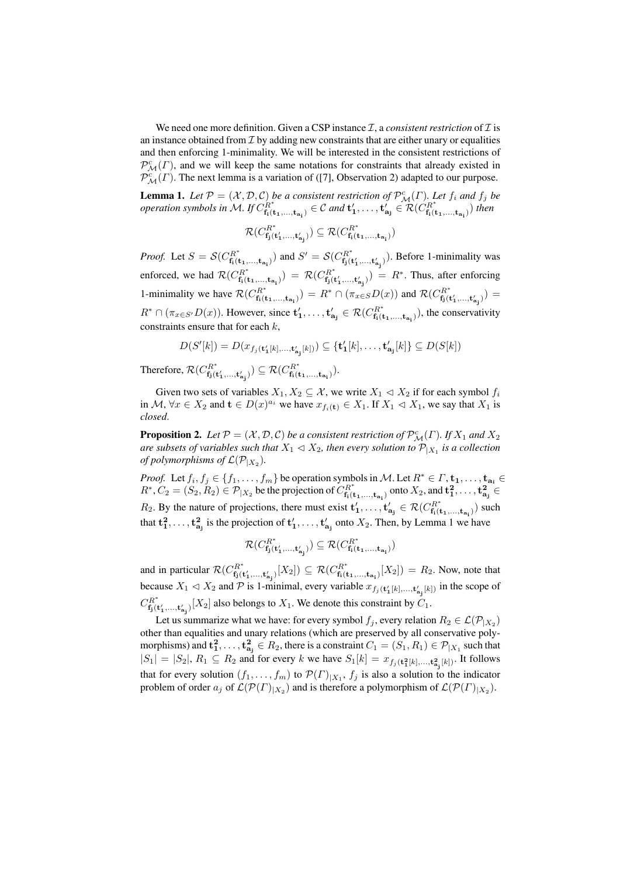We need one more definition. Given a CSP instance $\mathcal{I}$, a *consistent restriction* of $\mathcal{I}$ is an instance obtained from $\mathcal{I}$ by adding new constraints that are either unary or equalities and then enforcing 1-minimality. We will be interested in the consistent restrictions of $\mathcal{P}^c_{\mathcal{M}}(\Gamma)$, and we will keep the same notations for constraints that already existed in $\mathcal{P}^c_{\mathcal{M}}(\Gamma)$. The next lemma is a variation of ([7], Observation 2) adapted to our purpose.

**Lemma 1.** *Let $\mathcal{P} = (\mathcal{X}, \mathcal{D}, \mathcal{C})$ be a consistent restriction of $\mathcal{P}^c_{\mathcal{M}}(\Gamma)$. Let $f_i$ and $f_j$ be operation symbols in $\mathcal{M}$. If $C^{R^*}_{\mathbf{f_i}(\mathbf{t_1},\ldots,\mathbf{t_{a_i}})} \in \mathcal{C}$ and $\mathbf{t'_1}, \ldots, \mathbf{t'_{a_j}} \in \mathcal{R}(C^{R^*}_{\mathbf{f_i}(\mathbf{t_1},\ldots,\mathbf{t_{a_i}})})$ then*

$$\mathcal{R}(C^{R^*}_{\mathbf{f_j}(\mathbf{t'_1},\ldots,\mathbf{t'_{a_j}})}) \subseteq \mathcal{R}(C^{R^*}_{\mathbf{f_i}(\mathbf{t_1},\ldots,\mathbf{t_{a_i}})})$$

*Proof.* Let $S = \mathcal{S}(C^{R^*}_{\mathbf{f_i}(\mathbf{t_1},\ldots,\mathbf{t_{a_i}})})$ and $S' = \mathcal{S}(C^{R^*}_{\mathbf{f_j}(\mathbf{t'_1},\ldots,\mathbf{t'_{a_j}})})$. Before 1-minimality was enforced, we had $\mathcal{R}(C^{R^*}_{\mathbf{f_i}(\mathbf{t_1},\ldots,\mathbf{t_{a_i}})}) = \mathcal{R}(C^{R^*}_{\mathbf{f_j}(\mathbf{t'_1},\ldots,\mathbf{t'_{a_j}})}) = R^*$. Thus, after enforcing 1-minimality we have $\mathcal{R}(C^{R^*}_{\mathbf{f_i}(\mathbf{t_1},\ldots,\mathbf{t_{a_i}})}) = R^* \cap (\pi_{x \in S} D(x))$ and $\mathcal{R}(C^{R^*}_{\mathbf{f_j}(\mathbf{t'_1},\ldots,\mathbf{t'_{a_j}})}) = R^* \cap (\pi_{x \in S'} D(x))$. However, since $\mathbf{t'_1}, \ldots, \mathbf{t'_{a_j}} \in \mathcal{R}(C^{R^*}_{\mathbf{f_i}(\mathbf{t_1},\ldots,\mathbf{t_{a_i}})})$, the conservativity constraints ensure that for each $k$,

$$D(S'[k]) = D(x_{f_j(\mathbf{t'_1}[k],\ldots,\mathbf{t'_{a_j}}[k])}) \subseteq \{\mathbf{t'_1}[k], \ldots, \mathbf{t'_{a_j}}[k]\} \subseteq D(S[k])$$

Therefore, $\mathcal{R}(C^{R^*}_{\mathbf{f_j}(\mathbf{t'_1},\ldots,\mathbf{t'_{a_j}})}) \subseteq \mathcal{R}(C^{R^*}_{\mathbf{f_i}(\mathbf{t_1},\ldots,\mathbf{t_{a_i}})})$.

Given two sets of variables $X_1, X_2 \subseteq \mathcal{X}$, we write $X_1 \lhd X_2$ if for each symbol $f_i$ in $\mathcal{M}$, $\forall x \in X_2$ and $\mathbf{t} \in D(x)^{a_i}$ we have $x_{f_i(\mathbf{t})} \in X_1$. If $X_1 \lhd X_1$, we say that $X_1$ is *closed*.

**Proposition 2.** *Let $\mathcal{P} = (\mathcal{X}, \mathcal{D}, \mathcal{C})$ be a consistent restriction of $\mathcal{P}^c_{\mathcal{M}}(\Gamma)$. If $X_1$ and $X_2$ are subsets of variables such that $X_1 \lhd X_2$, then every solution to $\mathcal{P}_{|X_1}$ is a collection of polymorphisms of $\mathcal{L}(\mathcal{P}_{|X_2})$.*

*Proof.* Let $f_i, f_j \in \{f_1, \ldots, f_m\}$ be operation symbols in $\mathcal{M}$. Let $R^* \in \Gamma, \mathbf{t_1}, \ldots, \mathbf{t_{a_i}} \in R^*$, $C_2 = (S_2, R_2) \in \mathcal{P}_{|X_2}$ be the projection of $C^{R^*}_{\mathbf{f_i}(\mathbf{t_1},\ldots,\mathbf{t_{a_i}})}$ onto $X_2$, and $\mathbf{t^2_1}, \ldots, \mathbf{t^2_{a_j}} \in R_2$. By the nature of projections, there must exist $\mathbf{t'_1}, \ldots, \mathbf{t'_{a_j}} \in \mathcal{R}(C^{R^*}_{\mathbf{f_i}(\mathbf{t_1},\ldots,\mathbf{t_{a_i}})})$ such that $\mathbf{t^2_1}, \ldots, \mathbf{t^2_{a_j}}$ is the projection of $\mathbf{t'_1}, \ldots, \mathbf{t'_{a_j}}$ onto $X_2$. Then, by Lemma 1 we have

$$\mathcal{R}(C^{R^*}_{\mathbf{f_j}(\mathbf{t'_1},\ldots,\mathbf{t'_{a_j}})}) \subseteq \mathcal{R}(C^{R^*}_{\mathbf{f_i}(\mathbf{t_1},\ldots,\mathbf{t_{a_i}})})$$

and in particular $\mathcal{R}(C^{R^*}_{\mathbf{f_j}(\mathbf{t'_1},\ldots,\mathbf{t'_{a_j}})}[X_2]) \subseteq \mathcal{R}(C^{R^*}_{\mathbf{f_i}(\mathbf{t_1},\ldots,\mathbf{t_{a_i}})}[X_2]) = R_2$. Now, note that because $X_1 \lhd X_2$ and $\mathcal{P}$ is 1-minimal, every variable $x_{f_j(\mathbf{t'_1}[k],\ldots,\mathbf{t'_{a_j}}[k])}$ in the scope of $C^{R^*}_{\mathbf{f_j}(\mathbf{t'_1},\ldots,\mathbf{t'_{a_j}})}[X_2]$ also belongs to $X_1$. We denote this constraint by $C_1$.

Let us summarize what we have: for every symbol $f_j$, every relation $R_2 \in \mathcal{L}(\mathcal{P}_{|X_2})$ other than equalities and unary relations (which are preserved by all conservative polymorphisms) and $\mathbf{t^2_1}, \ldots, \mathbf{t^2_{a_j}} \in R_2$, there is a constraint $C_1 = (S_1, R_1) \in \mathcal{P}_{|X_1}$ such that $|S_1| = |S_2|$, $R_1 \subseteq R_2$ and for every $k$ we have $S_1[k] = x_{f_j(\mathbf{t^2_1}[k],\ldots,\mathbf{t^2_{a_j}}[k])}$. It follows that for every solution $(f_1, \ldots, f_m)$ to $\mathcal{P}(\Gamma)_{|X_1}$, $f_j$ is also a solution to the indicator problem of order $a_j$ of $\mathcal{L}(\mathcal{P}(\Gamma)_{|X_2})$ and is therefore a polymorphism of $\mathcal{L}(\mathcal{P}(\Gamma)_{|X_2})$.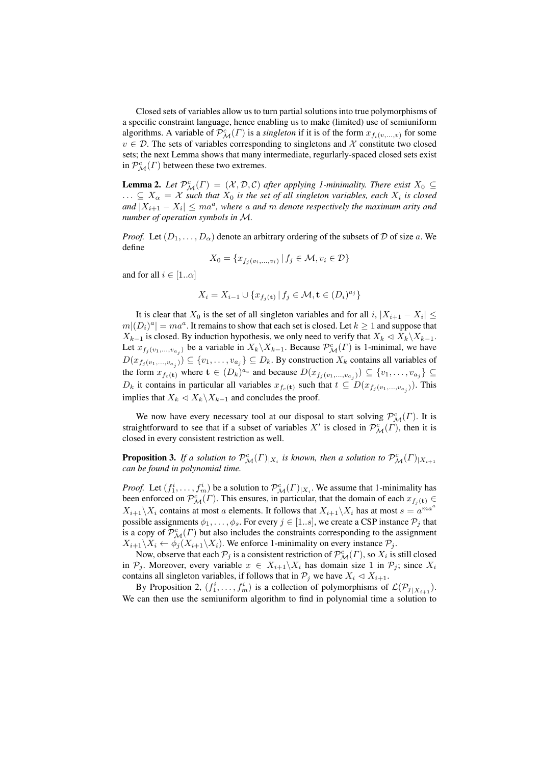Closed sets of variables allow us to turn partial solutions into true polymorphisms of a specific constraint language, hence enabling us to make (limited) use of semiuniform algorithms. A variable of $\mathcal{P}^c_{\mathcal{M}}(\Gamma)$ is a *singleton* if it is of the form $x_{f_i(v,\ldots,v)}$ for some $v \in \mathcal{D}$. The sets of variables corresponding to singletons and $\mathcal{X}$ constitute two closed sets; the next Lemma shows that many intermediate, regurlarly-spaced closed sets exist in $\mathcal{P}^c_{\mathcal{M}}(\Gamma)$ between these two extremes.

**Lemma 2.** *Let $\mathcal{P}^c_{\mathcal{M}}(\Gamma) = (\mathcal{X}, \mathcal{D}, \mathcal{C})$ after applying 1-minimality. There exist $X_0 \subseteq \ldots \subseteq X_\alpha = \mathcal{X}$ such that $X_0$ is the set of all singleton variables, each $X_i$ is closed and $|X_{i+1} - X_i| \leq ma^a$, where $a$ and $m$ denote respectively the maximum arity and number of operation symbols in $\mathcal{M}$.*

*Proof.* Let $(D_1, \ldots, D_\alpha)$ denote an arbitrary ordering of the subsets of $\mathcal{D}$ of size $a$. We define

$$X_0 = \{x_{f_j(v_i,\ldots,v_i)} \mid f_j \in \mathcal{M}, v_i \in \mathcal{D}\}$$

and for all $i \in [1..\alpha]$

$$X_i = X_{i-1} \cup \{x_{f_j(\mathbf{t})} \mid f_j \in \mathcal{M}, \mathbf{t} \in (D_i)^{a_j}\}$$

It is clear that $X_0$ is the set of all singleton variables and for all $i$, $|X_{i+1} - X_i| \leq m|(D_i)^a| = ma^a$. It remains to show that each set is closed. Let $k \geq 1$ and suppose that $X_{k-1}$ is closed. By induction hypothesis, we only need to verify that $X_k \lhd X_k \backslash X_{k-1}$. Let $x_{f_j(v_1,\ldots,v_{a_j})}$ be a variable in $X_k \backslash X_{k-1}$. Because $\mathcal{P}^c_{\mathcal{M}}(\Gamma)$ is 1-minimal, we have $D(x_{f_j(v_1,\ldots,v_{a_j})}) \subseteq \{v_1, \ldots, v_{a_j}\} \subseteq D_k$. By construction $X_k$ contains all variables of the form $x_{f_c(\mathbf{t})}$ where $\mathbf{t} \in (D_k)^{a_c}$ and because $D(x_{f_j(v_1,\ldots,v_{a_j})}) \subseteq \{v_1, \ldots, v_{a_j}\} \subseteq D_k$ it contains in particular all variables $x_{f_c(\mathbf{t})}$ such that $t \subseteq D(x_{f_j(v_1,\ldots,v_{a_j})})$. This implies that $X_k \lhd X_k \backslash X_{k-1}$ and concludes the proof.

We now have every necessary tool at our disposal to start solving $\mathcal{P}^c_{\mathcal{M}}(\Gamma)$. It is straightforward to see that if a subset of variables $X'$ is closed in $\mathcal{P}^c_{\mathcal{M}}(\Gamma)$, then it is closed in every consistent restriction as well.

**Proposition 3.** *If a solution to $\mathcal{P}^c_{\mathcal{M}}(\Gamma)_{|X_i}$ is known, then a solution to $\mathcal{P}^c_{\mathcal{M}}(\Gamma)_{|X_{i+1}}$ can be found in polynomial time.*

*Proof.* Let $(f^i_1, \ldots, f^i_m)$ be a solution to $\mathcal{P}^c_{\mathcal{M}}(\Gamma)_{|X_i}$. We assume that 1-minimality has been enforced on $\mathcal{P}^c_{\mathcal{M}}(\Gamma)$. This ensures, in particular, that the domain of each $x_{f_j(\mathbf{t})} \in X_{i+1} \backslash X_i$ contains at most $a$ elements. It follows that $X_{i+1} \backslash X_i$ has at most $s = a^{ma^a}$ possible assignments $\phi_1, \ldots, \phi_s$. For every $j \in [1..s]$, we create a CSP instance $\mathcal{P}_j$ that is a copy of $\mathcal{P}^c_{\mathcal{M}}(\Gamma)$ but also includes the constraints corresponding to the assignment $X_{i+1} \backslash X_i \leftarrow \phi_j(X_{i+1} \backslash X_i)$. We enforce 1-minimality on every instance $\mathcal{P}_j$.

Now, observe that each $\mathcal{P}_j$ is a consistent restriction of $\mathcal{P}^c_{\mathcal{M}}(\Gamma)$, so $X_i$ is still closed in $\mathcal{P}_j$. Moreover, every variable $x \in X_{i+1} \backslash X_i$ has domain size 1 in $\mathcal{P}_j$; since $X_i$ contains all singleton variables, if follows that in $\mathcal{P}_j$ we have $X_i \lhd X_{i+1}$.

By Proposition 2, $(f^i_1, \ldots, f^i_m)$ is a collection of polymorphisms of $\mathcal{L}(\mathcal{P}_{j|X_{i+1}})$. We can then use the semiuniform algorithm to find in polynomial time a solution to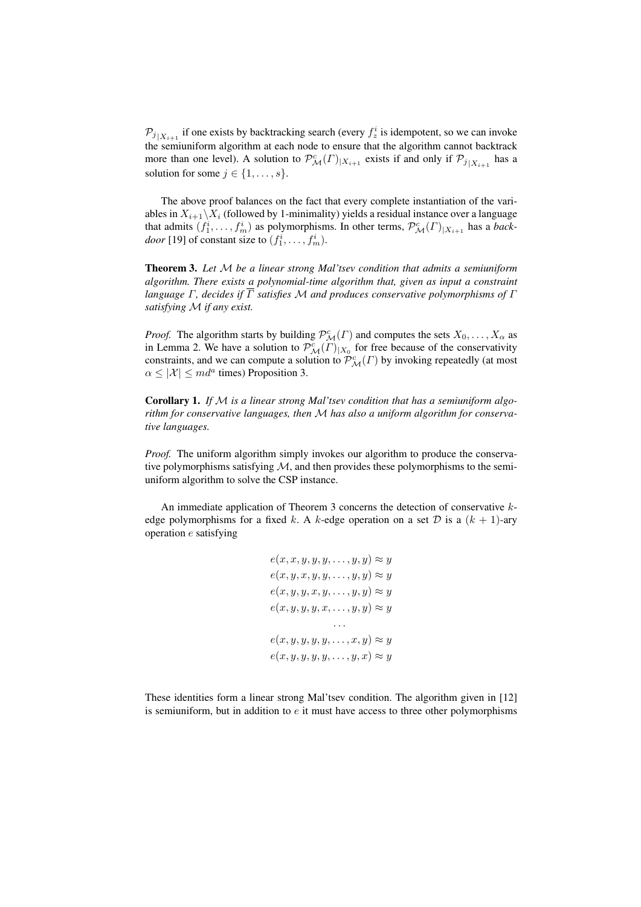$\mathcal{P}_{j_{|X_{i+1}}}$ if one exists by backtracking search (every $f_z^i$ is idempotent, so we can invoke the semiuniform algorithm at each node to ensure that the algorithm cannot backtrack more than one level). A solution to $\mathcal{P}^c_{\mathcal{M}}(\Gamma)_{|X_{i+1}}$ exists if and only if $\mathcal{P}_{j_{|X_{i+1}}}$ has a solution for some $j \in \{1, \dots, s\}$.

The above proof balances on the fact that every complete instantiation of the variables in $X_{i+1} \backslash X_i$ (followed by 1-minimality) yields a residual instance over a language that admits $(f_1^i, \dots, f_m^i)$ as polymorphisms. In other terms, $\mathcal{P}^c_{\mathcal{M}}(\Gamma)_{|X_{i+1}}$ has a *backdoor* [19] of constant size to $(f_1^i, \dots, f_m^i)$.

**Theorem 3.** *Let $\mathcal{M}$ be a linear strong Mal'tsev condition that admits a semiuniform algorithm. There exists a polynomial-time algorithm that, given as input a constraint language $\Gamma$, decides if $\overline{\Gamma}$ satisfies $\mathcal{M}$ and produces conservative polymorphisms of $\Gamma$ satisfying $\mathcal{M}$ if any exist.*

*Proof.* The algorithm starts by building $\mathcal{P}^c_{\mathcal{M}}(\Gamma)$ and computes the sets $X_0, \dots, X_\alpha$ as in Lemma 2. We have a solution to $\mathcal{P}^c_{\mathcal{M}}(\Gamma)_{|X_0}$ for free because of the conservativity constraints, and we can compute a solution to $\mathcal{P}^c_{\mathcal{M}}(\Gamma)$ by invoking repeatedly (at most $\alpha \leq |\mathcal{X}| \leq md^a$ times) Proposition 3.

**Corollary 1.** *If $\mathcal{M}$ is a linear strong Mal'tsev condition that has a semiuniform algorithm for conservative languages, then $\mathcal{M}$ has also a uniform algorithm for conservative languages.*

*Proof.* The uniform algorithm simply invokes our algorithm to produce the conservative polymorphisms satisfying $\mathcal{M}$, and then provides these polymorphisms to the semiuniform algorithm to solve the CSP instance.

An immediate application of Theorem 3 concerns the detection of conservative $k$-edge polymorphisms for a fixed $k$. A $k$-edge operation on a set $\mathcal{D}$ is a $(k+1)$-ary operation $e$ satisfying

$$
\begin{aligned}
e(x, x, y, y, y, \dots, y, y) &\approx y \\
e(x, y, x, y, y, \dots, y, y) &\approx y \\
e(x, y, y, x, y, \dots, y, y) &\approx y \\
e(x, y, y, y, x, \dots, y, y) &\approx y \\
&\dots \\
e(x, y, y, y, y, \dots, x, y) &\approx y \\
e(x, y, y, y, y, \dots, y, x) &\approx y
\end{aligned}
$$

These identities form a linear strong Mal'tsev condition. The algorithm given in [12] is semiuniform, but in addition to $e$ it must have access to three other polymorphisms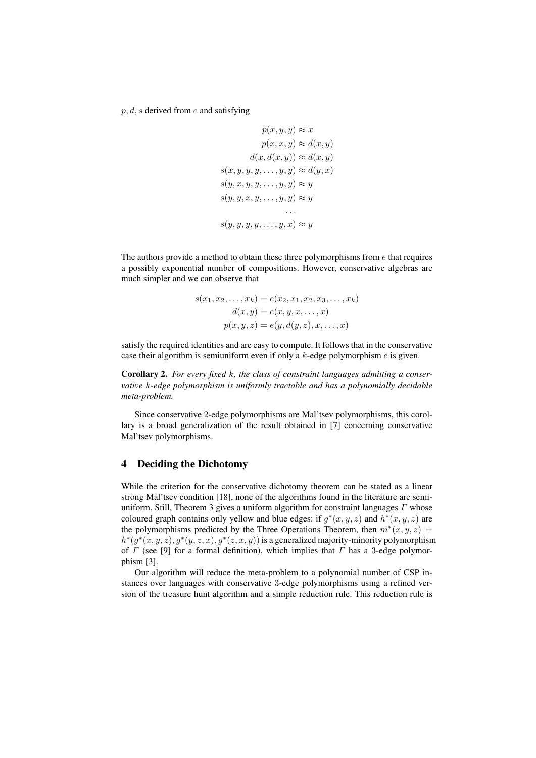$p, d, s$ derived from $e$ and satisfying

$$
\begin{aligned}
p(x, y, y) &\approx x \\
p(x, x, y) &\approx d(x, y) \\
d(x, d(x, y)) &\approx d(x, y) \\
s(x, y, y, y, \ldots, y, y) &\approx d(y, x) \\
s(y, x, y, y, \ldots, y, y) &\approx y \\
s(y, y, x, y, \ldots, y, y) &\approx y \\
&\ldots \\
s(y, y, y, y, \ldots, y, x) &\approx y
\end{aligned}
$$

The authors provide a method to obtain these three polymorphisms from $e$ that requires a possibly exponential number of compositions. However, conservative algebras are much simpler and we can observe that

$$
\begin{aligned}
s(x_1, x_2, \ldots, x_k) &= e(x_2, x_1, x_2, x_3, \ldots, x_k) \\
d(x, y) &= e(x, y, x, \ldots, x) \\
p(x, y, z) &= e(y, d(y, z), x, \ldots, x)
\end{aligned}
$$

satisfy the required identities and are easy to compute. It follows that in the conservative case their algorithm is semiuniform even if only a $k$-edge polymorphism $e$ is given.

**Corollary 2.** *For every fixed $k$, the class of constraint languages admitting a conservative $k$-edge polymorphism is uniformly tractable and has a polynomially decidable meta-problem.*

Since conservative 2-edge polymorphisms are Mal'tsev polymorphisms, this corollary is a broad generalization of the result obtained in [7] concerning conservative Mal'tsev polymorphisms.

## 4 Deciding the Dichotomy

While the criterion for the conservative dichotomy theorem can be stated as a linear strong Mal'tsev condition [18], none of the algorithms found in the literature are semiuniform. Still, Theorem 3 gives a uniform algorithm for constraint languages $\Gamma$ whose coloured graph contains only yellow and blue edges: if $g^*(x, y, z)$ and $h^*(x, y, z)$ are the polymorphisms predicted by the Three Operations Theorem, then $m^*(x, y, z) = h^*(g^*(x, y, z), g^*(y, z, x), g^*(z, x, y))$ is a generalized majority-minority polymorphism of $\Gamma$ (see [9] for a formal definition), which implies that $\Gamma$ has a 3-edge polymorphism [3].

Our algorithm will reduce the meta-problem to a polynomial number of CSP instances over languages with conservative 3-edge polymorphisms using a refined version of the treasure hunt algorithm and a simple reduction rule. This reduction rule is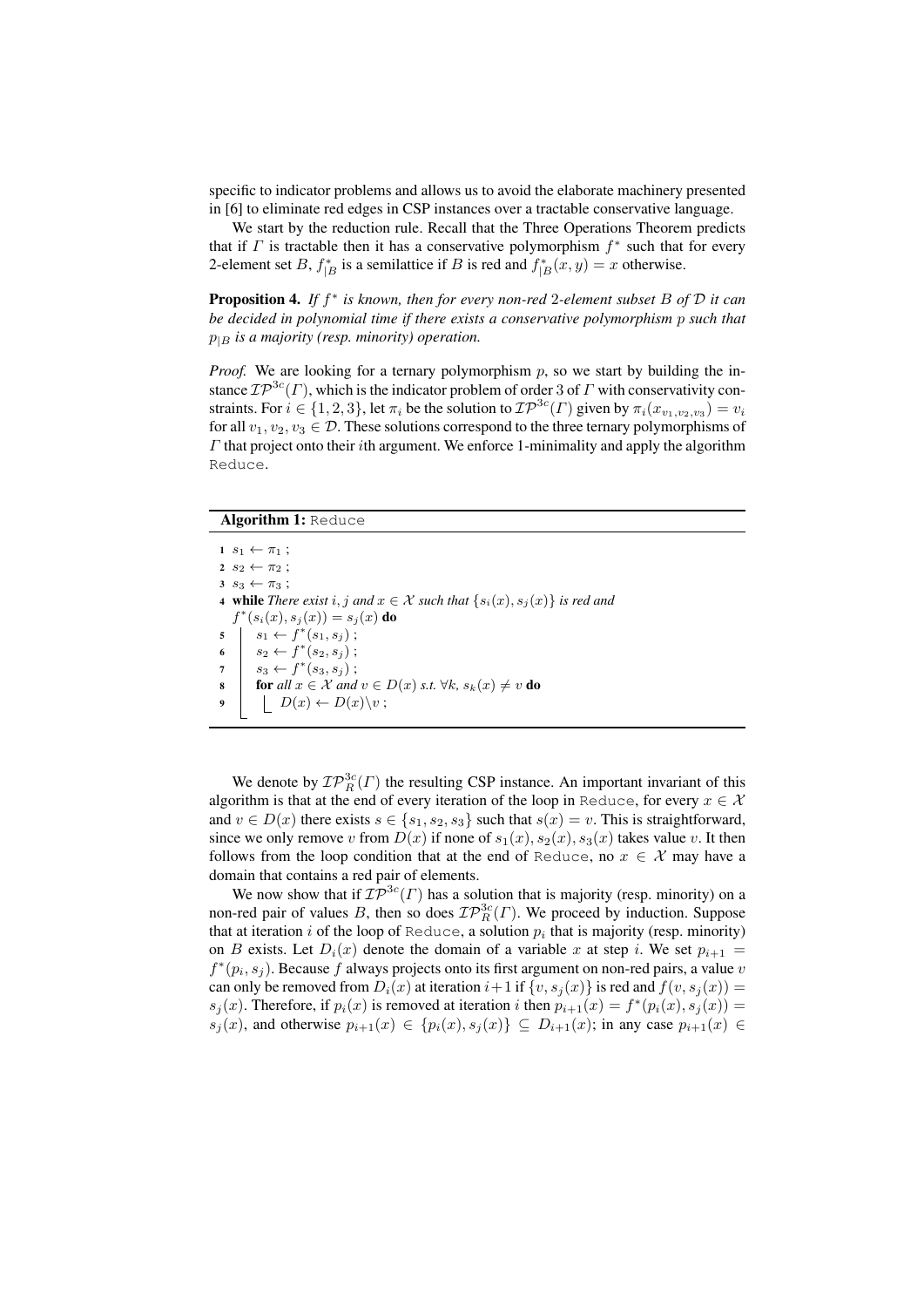specific to indicator problems and allows us to avoid the elaborate machinery presented in [6] to eliminate red edges in CSP instances over a tractable conservative language.

We start by the reduction rule. Recall that the Three Operations Theorem predicts that if $\Gamma$ is tractable then it has a conservative polymorphism $f^*$ such that for every 2-element set $B$, $f^*_{|B}$ is a semilattice if $B$ is red and $f^*_{|B}(x,y) = x$ otherwise.

**Proposition 4.** *If $f^*$ is known, then for every non-red 2-element subset $B$ of $\mathcal{D}$ it can be decided in polynomial time if there exists a conservative polymorphism $p$ such that $p_{|B}$ is a majority (resp. minority) operation.*

*Proof.* We are looking for a ternary polymorphism $p$, so we start by building the instance $\mathcal{IP}^{3c}(\Gamma)$, which is the indicator problem of order 3 of $\Gamma$ with conservativity constraints. For $i \in \{1,2,3\}$, let $\pi_i$ be the solution to $\mathcal{IP}^{3c}(\Gamma)$ given by $\pi_i(x_{v_1,v_2,v_3}) = v_i$ for all $v_1, v_2, v_3 \in \mathcal{D}$. These solutions correspond to the three ternary polymorphisms of $\Gamma$ that project onto their $i$th argument. We enforce 1-minimality and apply the algorithm `Reduce`.

**Algorithm 1:** `Reduce`

```
1  s1 ← π1 ;
2  s2 ← π2 ;
3  s3 ← π3 ;
4  while There exist i, j and x ∈ X such that {si(x), sj(x)} is red and
   f*(si(x), sj(x)) = sj(x) do
5      s1 ← f*(s1, sj) ;
6      s2 ← f*(s2, sj) ;
7      s3 ← f*(s3, sj) ;
8      for all x ∈ X and v ∈ D(x) s.t. ∀k, sk(x) ≠ v do
9          D(x) ← D(x)\v ;
```

We denote by $\mathcal{IP}^{3c}_R(\Gamma)$ the resulting CSP instance. An important invariant of this algorithm is that at the end of every iteration of the loop in `Reduce`, for every $x \in \mathcal{X}$ and $v \in D(x)$ there exists $s \in \{s_1, s_2, s_3\}$ such that $s(x) = v$. This is straightforward, since we only remove $v$ from $D(x)$ if none of $s_1(x), s_2(x), s_3(x)$ takes value $v$. It then follows from the loop condition that at the end of `Reduce`, no $x \in \mathcal{X}$ may have a domain that contains a red pair of elements.

We now show that if $\mathcal{IP}^{3c}(\Gamma)$ has a solution that is majority (resp. minority) on a non-red pair of values $B$, then so does $\mathcal{IP}^{3c}_R(\Gamma)$. We proceed by induction. Suppose that at iteration $i$ of the loop of `Reduce`, a solution $p_i$ that is majority (resp. minority) on $B$ exists. Let $D_i(x)$ denote the domain of a variable $x$ at step $i$. We set $p_{i+1} = f^*(p_i, s_j)$. Because $f$ always projects onto its first argument on non-red pairs, a value $v$ can only be removed from $D_i(x)$ at iteration $i+1$ if $\{v, s_j(x)\}$ is red and $f(v, s_j(x)) = s_j(x)$. Therefore, if $p_i(x)$ is removed at iteration $i$ then $p_{i+1}(x) = f^*(p_i(x), s_j(x)) = s_j(x)$, and otherwise $p_{i+1}(x) \in \{p_i(x), s_j(x)\} \subseteq D_{i+1}(x)$; in any case $p_{i+1}(x) \in$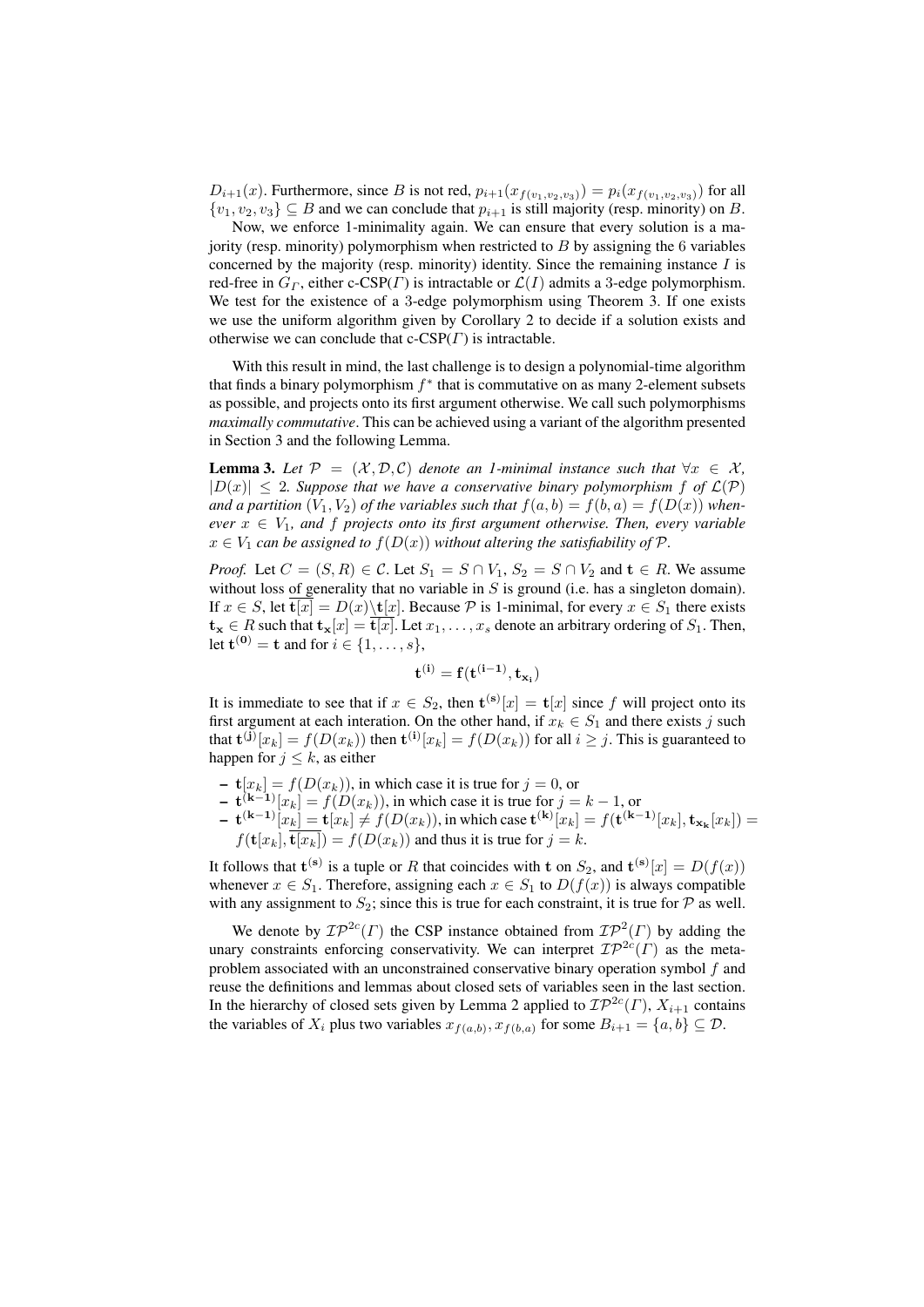$D_{i+1}(x)$. Furthermore, since $B$ is not red, $p_{i+1}(x_{f(v_1,v_2,v_3)}) = p_i(x_{f(v_1,v_2,v_3)})$ for all $\{v_1, v_2, v_3\} \subseteq B$ and we can conclude that $p_{i+1}$ is still majority (resp. minority) on $B$.

Now, we enforce 1-minimality again. We can ensure that every solution is a majority (resp. minority) polymorphism when restricted to $B$ by assigning the 6 variables concerned by the majority (resp. minority) identity. Since the remaining instance $I$ is red-free in $G_\Gamma$, either c-CSP($\Gamma$) is intractable or $\mathcal{L}(I)$ admits a 3-edge polymorphism. We test for the existence of a 3-edge polymorphism using Theorem 3. If one exists we use the uniform algorithm given by Corollary 2 to decide if a solution exists and otherwise we can conclude that c-CSP($\Gamma$) is intractable.

With this result in mind, the last challenge is to design a polynomial-time algorithm that finds a binary polymorphism $f^*$ that is commutative on as many 2-element subsets as possible, and projects onto its first argument otherwise. We call such polymorphisms *maximally commutative*. This can be achieved using a variant of the algorithm presented in Section 3 and the following Lemma.

**Lemma 3.** *Let $\mathcal{P} = (\mathcal{X}, \mathcal{D}, \mathcal{C})$ denote an 1-minimal instance such that $\forall x \in \mathcal{X}$, $|D(x)| \leq 2$. Suppose that we have a conservative binary polymorphism $f$ of $\mathcal{L}(\mathcal{P})$ and a partition $(V_1, V_2)$ of the variables such that $f(a,b) = f(b,a) = f(D(x))$ whenever $x \in V_1$, and $f$ projects onto its first argument otherwise. Then, every variable $x \in V_1$ can be assigned to $f(D(x))$ without altering the satisfiability of $\mathcal{P}$.*

*Proof.* Let $C = (S, R) \in \mathcal{C}$. Let $S_1 = S \cap V_1$, $S_2 = S \cap V_2$ and $\mathbf{t} \in R$. We assume without loss of generality that no variable in $S$ is ground (i.e. has a singleton domain). If $x \in S$, let $\overline{\mathbf{t}[x]} = D(x) \backslash \mathbf{t}[x]$. Because $\mathcal{P}$ is 1-minimal, for every $x \in S_1$ there exists $\mathbf{t_x} \in R$ such that $\mathbf{t_x}[x] = \overline{\mathbf{t}[x]}$. Let $x_1, \ldots, x_s$ denote an arbitrary ordering of $S_1$. Then, let $\mathbf{t^{(0)}} = \mathbf{t}$ and for $i \in \{1, \ldots, s\}$,

$$\mathbf{t^{(i)}} = \mathbf{f}(\mathbf{t^{(i-1)}}, \mathbf{t_{x_i}})$$

It is immediate to see that if $x \in S_2$, then $\mathbf{t^{(s)}}[x] = \mathbf{t}[x]$ since $f$ will project onto its first argument at each interation. On the other hand, if $x_k \in S_1$ and there exists $j$ such that $\mathbf{t^{(j)}}[x_k] = f(D(x_k))$ then $\mathbf{t^{(i)}}[x_k] = f(D(x_k))$ for all $i \geq j$. This is guaranteed to happen for $j \leq k$, as either

- $\mathbf{t}[x_k] = f(D(x_k))$, in which case it is true for $j = 0$, or
- $\mathbf{t^{(k-1)}}[x_k] = f(D(x_k))$, in which case it is true for $j = k-1$, or
- $\mathbf{t^{(k-1)}}[x_k] = \mathbf{t}[x_k] \neq f(D(x_k))$, in which case $\mathbf{t^{(k)}}[x_k] = f(\mathbf{t^{(k-1)}}[x_k], \mathbf{t_{x_k}}[x_k]) = f(\mathbf{t}[x_k], \overline{\mathbf{t}[x_k]}) = f(D(x_k))$ and thus it is true for $j = k$.

It follows that $\mathbf{t^{(s)}}$ is a tuple or $R$ that coincides with $\mathbf{t}$ on $S_2$, and $\mathbf{t^{(s)}}[x] = D(f(x))$ whenever $x \in S_1$. Therefore, assigning each $x \in S_1$ to $D(f(x))$ is always compatible with any assignment to $S_2$; since this is true for each constraint, it is true for $\mathcal{P}$ as well.

We denote by $\mathcal{IP}^{2c}(\Gamma)$ the CSP instance obtained from $\mathcal{IP}^2(\Gamma)$ by adding the unary constraints enforcing conservativity. We can interpret $\mathcal{IP}^{2c}(\Gamma)$ as the meta-problem associated with an unconstrained conservative binary operation symbol $f$ and reuse the definitions and lemmas about closed sets of variables seen in the last section. In the hierarchy of closed sets given by Lemma 2 applied to $\mathcal{IP}^{2c}(\Gamma)$, $X_{i+1}$ contains the variables of $X_i$ plus two variables $x_{f(a,b)}, x_{f(b,a)}$ for some $B_{i+1} = \{a, b\} \subseteq \mathcal{D}$.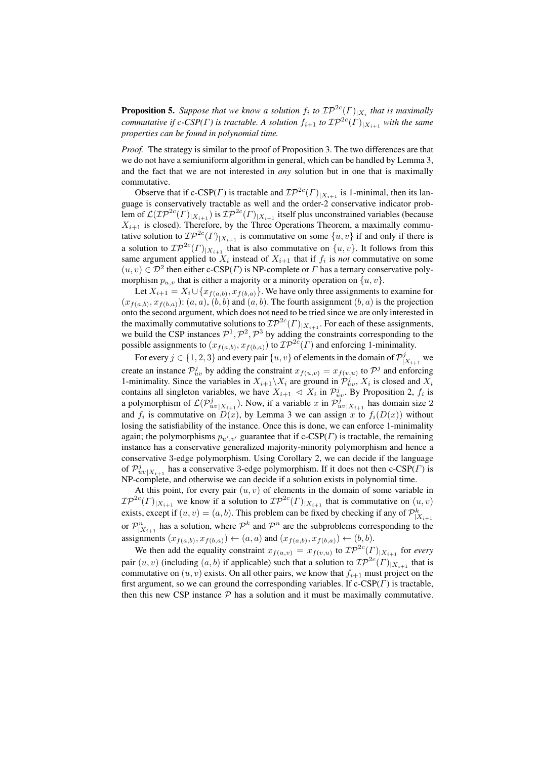**Proposition 5.** *Suppose that we know a solution $f_i$ to $\mathcal{IP}^{2c}(\Gamma)_{|X_i}$ that is maximally commutative if c-CSP($\Gamma$) is tractable. A solution $f_{i+1}$ to $\mathcal{IP}^{2c}(\Gamma)_{|X_{i+1}}$ with the same properties can be found in polynomial time.*

*Proof.* The strategy is similar to the proof of Proposition 3. The two differences are that we do not have a semiuniform algorithm in general, which can be handled by Lemma 3, and the fact that we are not interested in *any* solution but in one that is maximally commutative.

Observe that if c-CSP($\Gamma$) is tractable and $\mathcal{IP}^{2c}(\Gamma)_{|X_{i+1}}$ is 1-minimal, then its language is conservatively tractable as well and the order-2 conservative indicator problem of $\mathcal{L}(\mathcal{IP}^{2c}(\Gamma)_{|X_{i+1}})$ is $\mathcal{IP}^{2c}(\Gamma)_{|X_{i+1}}$ itself plus unconstrained variables (because $X_{i+1}$ is closed). Therefore, by the Three Operations Theorem, a maximally commutative solution to $\mathcal{IP}^{2c}(\Gamma)_{|X_{i+1}}$ is commutative on some $\{u, v\}$ if and only if there is a solution to $\mathcal{IP}^{2c}(\Gamma)_{|X_{i+1}}$ that is also commutative on $\{u, v\}$. It follows from this same argument applied to $X_i$ instead of $X_{i+1}$ that if $f_i$ is *not* commutative on some $(u, v) \in \mathcal{D}^2$ then either c-CSP($\Gamma$) is NP-complete or $\Gamma$ has a ternary conservative polymorphism $p_{u,v}$ that is either a majority or a minority operation on $\{u, v\}$.

Let $X_{i+1} = X_i \cup \{x_{f(a,b)}, x_{f(b,a)}\}$. We have only three assignments to examine for $(x_{f(a,b)}, x_{f(b,a)})$: $(a, a)$, $(b, b)$ and $(a, b)$. The fourth assignment $(b, a)$ is the projection onto the second argument, which does not need to be tried since we are only interested in the maximally commutative solutions to $\mathcal{IP}^{2c}(\Gamma)_{|X_{i+1}}$. For each of these assignments, we build the CSP instances $\mathcal{P}^1, \mathcal{P}^2, \mathcal{P}^3$ by adding the constraints corresponding to the possible assignments to $(x_{f(a,b)}, x_{f(b,a)})$ to $\mathcal{IP}^{2c}(\Gamma)$ and enforcing 1-minimality.

For every $j \in \{1, 2, 3\}$ and every pair $\{u, v\}$ of elements in the domain of $\mathcal{P}^j_{|X_{i+1}}$ we create an instance $\mathcal{P}^j_{uv}$ by adding the constraint $x_{f(u,v)} = x_{f(v,u)}$ to $\mathcal{P}^j$ and enforcing 1-minimality. Since the variables in $X_{i+1} \backslash X_i$ are ground in $\mathcal{P}^j_{uv}$, $X_i$ is closed and $X_i$ contains all singleton variables, we have $X_{i+1} \lhd X_i$ in $\mathcal{P}^j_{uv}$. By Proposition 2, $f_i$ is a polymorphism of $\mathcal{L}(\mathcal{P}^j_{uv|X_{i+1}})$. Now, if a variable $x$ in $\mathcal{P}^j_{uv|X_{i+1}}$ has domain size 2 and $f_i$ is commutative on $D(x)$, by Lemma 3 we can assign $x$ to $f_i(D(x))$ without losing the satisfiability of the instance. Once this is done, we can enforce 1-minimality again; the polymorphisms $p_{u',v'}$ guarantee that if c-CSP($\Gamma$) is tractable, the remaining instance has a conservative generalized majority-minority polymorphism and hence a conservative 3-edge polymorphism. Using Corollary 2, we can decide if the language of $\mathcal{P}^j_{uv|X_{i+1}}$ has a conservative 3-edge polymorphism. If it does not then c-CSP($\Gamma$) is NP-complete, and otherwise we can decide if a solution exists in polynomial time.

At this point, for every pair $(u, v)$ of elements in the domain of some variable in $\mathcal{IP}^{2c}(\Gamma)_{|X_{i+1}}$ we know if a solution to $\mathcal{IP}^{2c}(\Gamma)_{|X_{i+1}}$ that is commutative on $(u, v)$ exists, except if $(u, v) = (a, b)$. This problem can be fixed by checking if any of $\mathcal{P}^k_{|X_{i+1}}$ or $\mathcal{P}^n_{|X_{i+1}}$ has a solution, where $\mathcal{P}^k$ and $\mathcal{P}^n$ are the subproblems corresponding to the assignments $(x_{f(a,b)}, x_{f(b,a)}) \leftarrow (a, a)$ and $(x_{f(a,b)}, x_{f(b,a)}) \leftarrow (b, b)$.

We then add the equality constraint $x_{f(u,v)} = x_{f(v,u)}$ to $\mathcal{IP}^{2c}(\Gamma)_{|X_{i+1}}$ for *every* pair $(u, v)$ (including $(a, b)$ if applicable) such that a solution to $\mathcal{IP}^{2c}(\Gamma)_{|X_{i+1}}$ that is commutative on $(u, v)$ exists. On all other pairs, we know that $f_{i+1}$ must project on the first argument, so we can ground the corresponding variables. If c-CSP($\Gamma$) is tractable, then this new CSP instance $\mathcal{P}$ has a solution and it must be maximally commutative.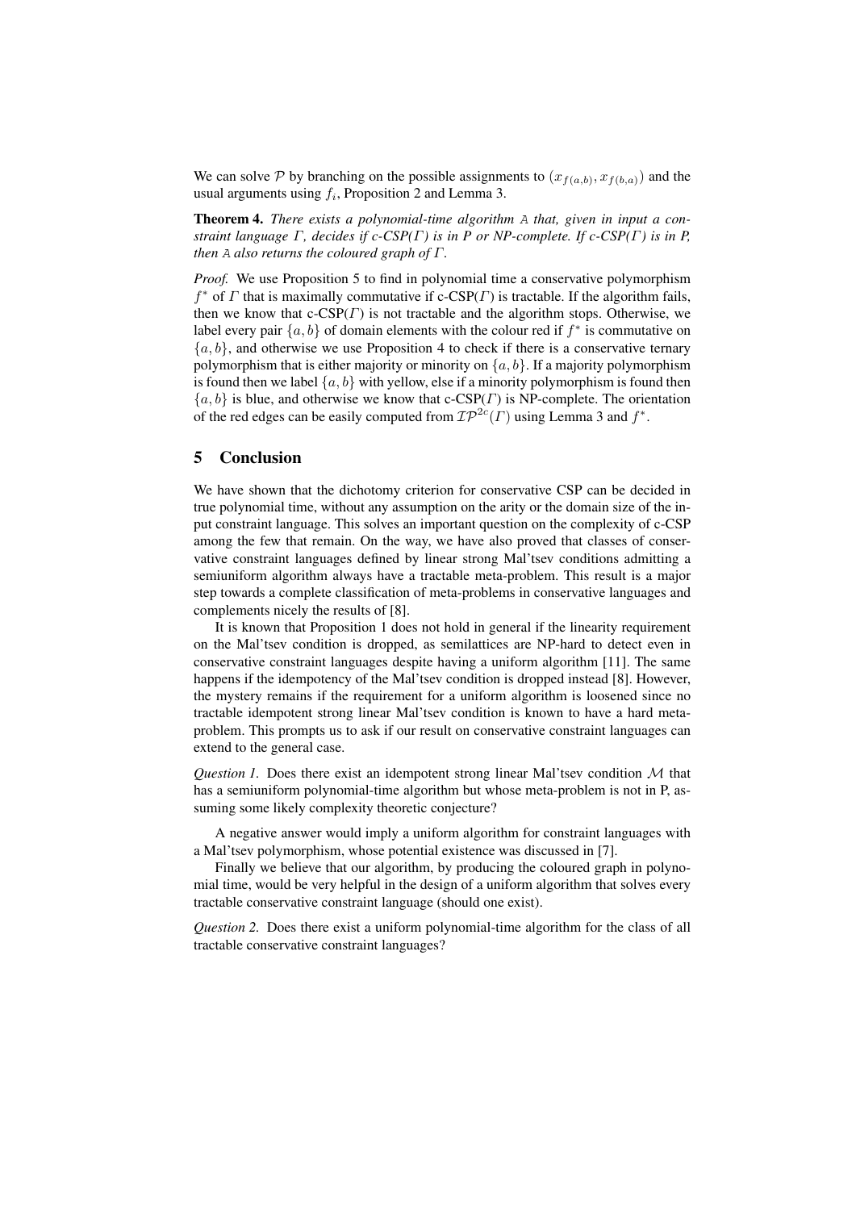We can solve $\mathcal{P}$ by branching on the possible assignments to $(x_{f(a,b)}, x_{f(b,a)})$ and the usual arguments using $f_i$, Proposition 2 and Lemma 3.

**Theorem 4.** *There exists a polynomial-time algorithm* $\mathtt{A}$ *that, given in input a constraint language* $\Gamma$*, decides if c-CSP(*$\Gamma$*) is in P or NP-complete. If c-CSP(*$\Gamma$*) is in P, then* $\mathtt{A}$ *also returns the coloured graph of* $\Gamma$*.*

*Proof.* We use Proposition 5 to find in polynomial time a conservative polymorphism $f^*$ of $\Gamma$ that is maximally commutative if c-CSP($\Gamma$) is tractable. If the algorithm fails, then we know that c-CSP($\Gamma$) is not tractable and the algorithm stops. Otherwise, we label every pair $\{a, b\}$ of domain elements with the colour red if $f^*$ is commutative on $\{a, b\}$, and otherwise we use Proposition 4 to check if there is a conservative ternary polymorphism that is either majority or minority on $\{a, b\}$. If a majority polymorphism is found then we label $\{a, b\}$ with yellow, else if a minority polymorphism is found then $\{a, b\}$ is blue, and otherwise we know that c-CSP($\Gamma$) is NP-complete. The orientation of the red edges can be easily computed from $\mathcal{IP}^{2c}(\Gamma)$ using Lemma 3 and $f^*$.

## 5 Conclusion

We have shown that the dichotomy criterion for conservative CSP can be decided in true polynomial time, without any assumption on the arity or the domain size of the input constraint language. This solves an important question on the complexity of c-CSP among the few that remain. On the way, we have also proved that classes of conservative constraint languages defined by linear strong Mal'tsev conditions admitting a semiuniform algorithm always have a tractable meta-problem. This result is a major step towards a complete classification of meta-problems in conservative languages and complements nicely the results of [8].

It is known that Proposition 1 does not hold in general if the linearity requirement on the Mal'tsev condition is dropped, as semilattices are NP-hard to detect even in conservative constraint languages despite having a uniform algorithm [11]. The same happens if the idempotency of the Mal'tsev condition is dropped instead [8]. However, the mystery remains if the requirement for a uniform algorithm is loosened since no tractable idempotent strong linear Mal'tsev condition is known to have a hard meta-problem. This prompts us to ask if our result on conservative constraint languages can extend to the general case.

*Question 1.* Does there exist an idempotent strong linear Mal'tsev condition $\mathcal{M}$ that has a semiuniform polynomial-time algorithm but whose meta-problem is not in P, assuming some likely complexity theoretic conjecture?

A negative answer would imply a uniform algorithm for constraint languages with a Mal'tsev polymorphism, whose potential existence was discussed in [7].

Finally we believe that our algorithm, by producing the coloured graph in polynomial time, would be very helpful in the design of a uniform algorithm that solves every tractable conservative constraint language (should one exist).

*Question 2.* Does there exist a uniform polynomial-time algorithm for the class of all tractable conservative constraint languages?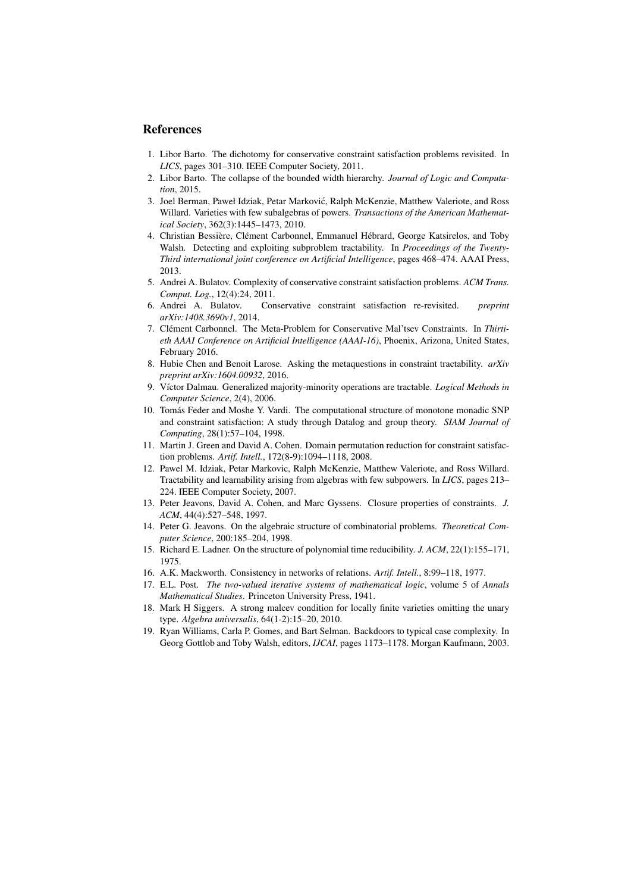## References

1. Libor Barto. The dichotomy for conservative constraint satisfaction problems revisited. In *LICS*, pages 301–310. IEEE Computer Society, 2011.
2. Libor Barto. The collapse of the bounded width hierarchy. *Journal of Logic and Computation*, 2015.
3. Joel Berman, Paweł Idziak, Petar Marković, Ralph McKenzie, Matthew Valeriote, and Ross Willard. Varieties with few subalgebras of powers. *Transactions of the American Mathematical Society*, 362(3):1445–1473, 2010.
4. Christian Bessière, Clément Carbonnel, Emmanuel Hébrard, George Katsirelos, and Toby Walsh. Detecting and exploiting subproblem tractability. In *Proceedings of the Twenty-Third international joint conference on Artificial Intelligence*, pages 468–474. AAAI Press, 2013.
5. Andrei A. Bulatov. Complexity of conservative constraint satisfaction problems. *ACM Trans. Comput. Log.*, 12(4):24, 2011.
6. Andrei A. Bulatov. Conservative constraint satisfaction re-revisited. *preprint arXiv:1408.3690v1*, 2014.
7. Clément Carbonnel. The Meta-Problem for Conservative Mal'tsev Constraints. In *Thirtieth AAAI Conference on Artificial Intelligence (AAAI-16)*, Phoenix, Arizona, United States, February 2016.
8. Hubie Chen and Benoit Larose. Asking the metaquestions in constraint tractability. *arXiv preprint arXiv:1604.00932*, 2016.
9. Víctor Dalmau. Generalized majority-minority operations are tractable. *Logical Methods in Computer Science*, 2(4), 2006.
10. Tomás Feder and Moshe Y. Vardi. The computational structure of monotone monadic SNP and constraint satisfaction: A study through Datalog and group theory. *SIAM Journal of Computing*, 28(1):57–104, 1998.
11. Martin J. Green and David A. Cohen. Domain permutation reduction for constraint satisfaction problems. *Artif. Intell.*, 172(8-9):1094–1118, 2008.
12. Pawel M. Idziak, Petar Markovic, Ralph McKenzie, Matthew Valeriote, and Ross Willard. Tractability and learnability arising from algebras with few subpowers. In *LICS*, pages 213–224. IEEE Computer Society, 2007.
13. Peter Jeavons, David A. Cohen, and Marc Gyssens. Closure properties of constraints. *J. ACM*, 44(4):527–548, 1997.
14. Peter G. Jeavons. On the algebraic structure of combinatorial problems. *Theoretical Computer Science*, 200:185–204, 1998.
15. Richard E. Ladner. On the structure of polynomial time reducibility. *J. ACM*, 22(1):155–171, 1975.
16. A.K. Mackworth. Consistency in networks of relations. *Artif. Intell.*, 8:99–118, 1977.
17. E.L. Post. *The two-valued iterative systems of mathematical logic*, volume 5 of *Annals Mathematical Studies*. Princeton University Press, 1941.
18. Mark H Siggers. A strong malcev condition for locally finite varieties omitting the unary type. *Algebra universalis*, 64(1-2):15–20, 2010.
19. Ryan Williams, Carla P. Gomes, and Bart Selman. Backdoors to typical case complexity. In Georg Gottlob and Toby Walsh, editors, *IJCAI*, pages 1173–1178. Morgan Kaufmann, 2003.